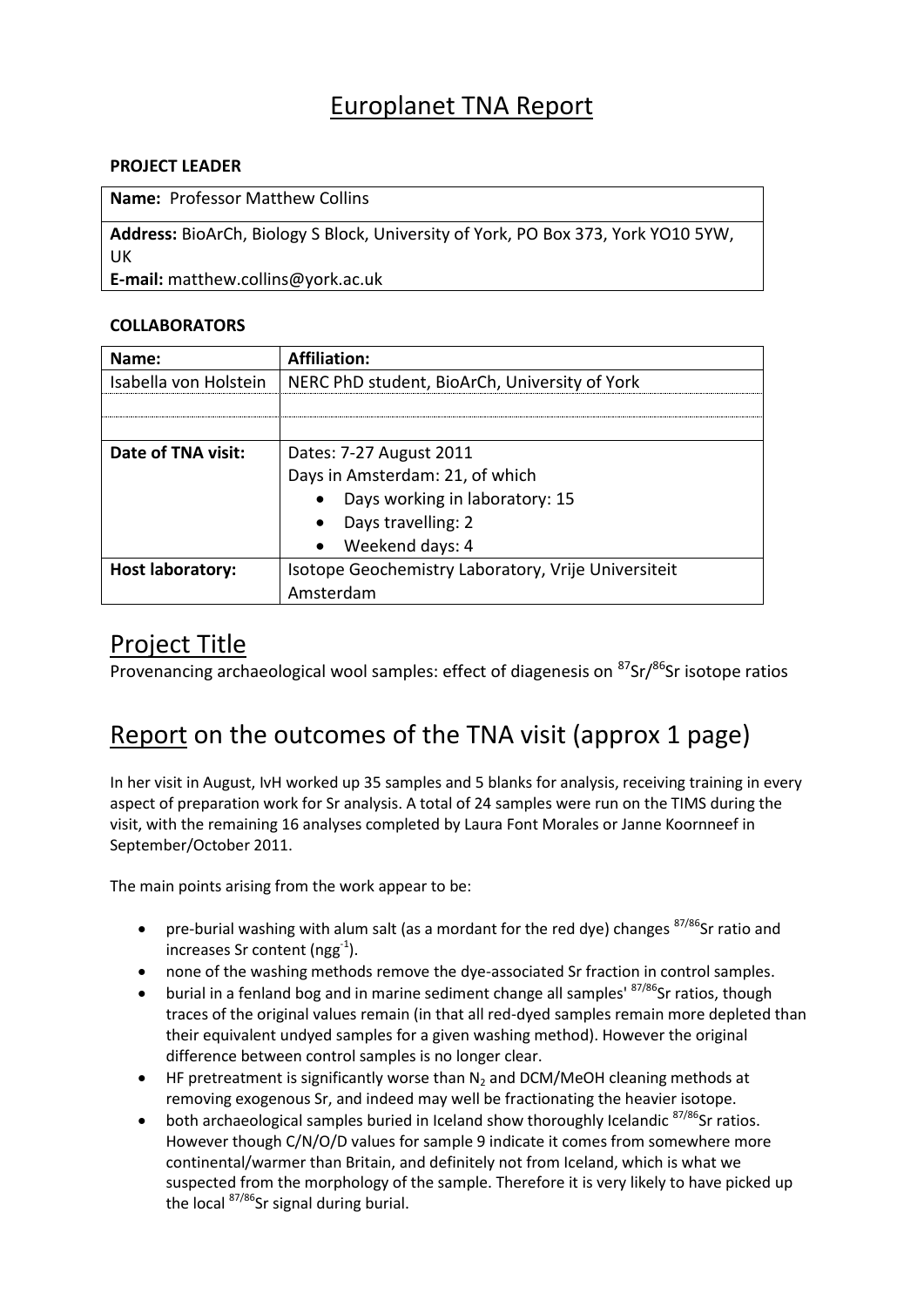# Europlanet TNA Report

**PROJECT LEADER**

| **Name:** Professor Matthew Collins |
|---|
| **Address:** BioArCh, Biology S Block, University of York, PO Box 373, York YO10 5YW, UK<br>**E-mail:** matthew.collins@york.ac.uk |

**COLLABORATORS**

| **Name:** | **Affiliation:** |
|---|---|
| Isabella von Holstein | NERC PhD student, BioArCh, University of York |
| | |
| | |
| **Date of TNA visit:** | Dates: 7-27 August 2011<br>Days in Amsterdam: 21, of which<br>• Days working in laboratory: 15<br>• Days travelling: 2<br>• Weekend days: 4 |
| **Host laboratory:** | Isotope Geochemistry Laboratory, Vrije Universiteit Amsterdam |

## Project Title

Provenancing archaeological wool samples: effect of diagenesis on $^{87}Sr/^{86}Sr$ isotope ratios

## Report on the outcomes of the TNA visit (approx 1 page)

In her visit in August, IvH worked up 35 samples and 5 blanks for analysis, receiving training in every aspect of preparation work for Sr analysis. A total of 24 samples were run on the TIMS during the visit, with the remaining 16 analyses completed by Laura Font Morales or Janne Koornneef in September/October 2011.

The main points arising from the work appear to be:

- pre-burial washing with alum salt (as a mordant for the red dye) changes $^{87/86}Sr$ ratio and increases Sr content ($ngg^{-1}$).
- none of the washing methods remove the dye-associated Sr fraction in control samples.
- burial in a fenland bog and in marine sediment change all samples' $^{87/86}Sr$ ratios, though traces of the original values remain (in that all red-dyed samples remain more depleted than their equivalent undyed samples for a given washing method). However the original difference between control samples is no longer clear.
- HF pretreatment is significantly worse than $N_2$ and DCM/MeOH cleaning methods at removing exogenous Sr, and indeed may well be fractionating the heavier isotope.
- both archaeological samples buried in Iceland show thoroughly Icelandic $^{87/86}Sr$ ratios. However though C/N/O/D values for sample 9 indicate it comes from somewhere more continental/warmer than Britain, and definitely not from Iceland, which is what we suspected from the morphology of the sample. Therefore it is very likely to have picked up the local $^{87/86}Sr$ signal during burial.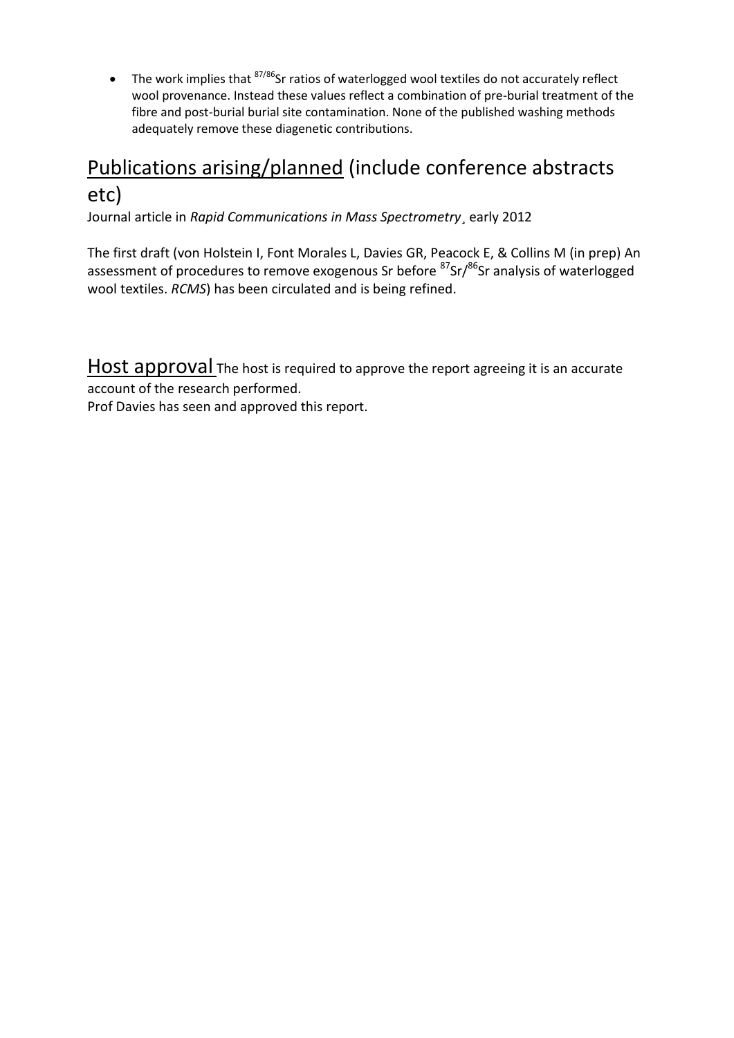- The work implies that $^{87/86}$Sr ratios of waterlogged wool textiles do not accurately reflect wool provenance. Instead these values reflect a combination of pre-burial treatment of the fibre and post-burial burial site contamination. None of the published washing methods adequately remove these diagenetic contributions.

## Publications arising/planned (include conference abstracts etc)

Journal article in *Rapid Communications in Mass Spectrometry*¸ early 2012

The first draft (von Holstein I, Font Morales L, Davies GR, Peacock E, & Collins M (in prep) An assessment of procedures to remove exogenous Sr before $^{87}$Sr/$^{86}$Sr analysis of waterlogged wool textiles. *RCMS*) has been circulated and is being refined.

## Host approval

The host is required to approve the report agreeing it is an accurate account of the research performed.

Prof Davies has seen and approved this report.